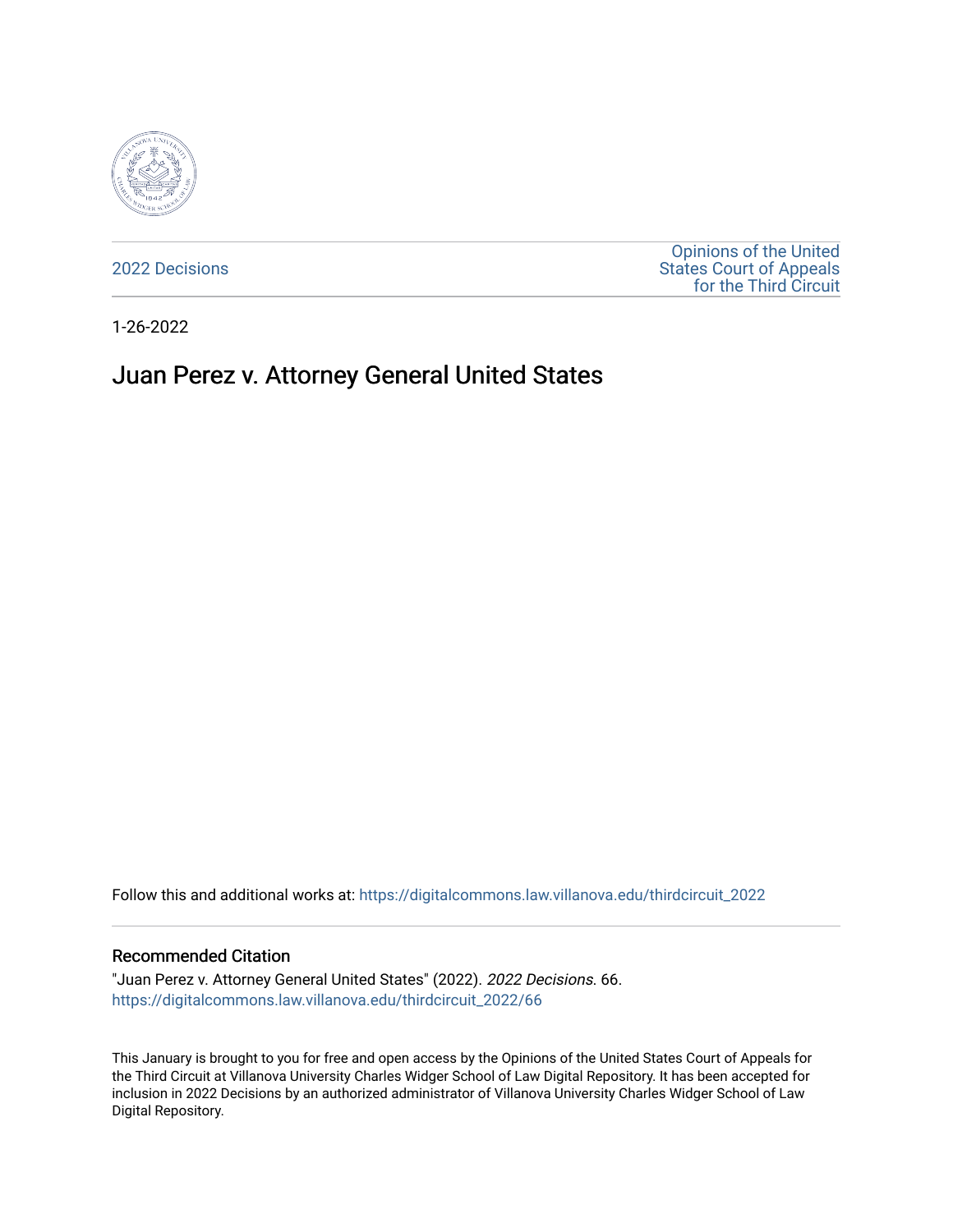2022 Decisions

Opinions of the United States Court of Appeals for the Third Circuit

1-26-2022

# Juan Perez v. Attorney General United States

Follow this and additional works at: https://digitalcommons.law.villanova.edu/thirdcircuit_2022

### Recommended Citation

"Juan Perez v. Attorney General United States" (2022). *2022 Decisions*. 66.
https://digitalcommons.law.villanova.edu/thirdcircuit_2022/66

This January is brought to you for free and open access by the Opinions of the United States Court of Appeals for the Third Circuit at Villanova University Charles Widger School of Law Digital Repository. It has been accepted for inclusion in 2022 Decisions by an authorized administrator of Villanova University Charles Widger School of Law Digital Repository.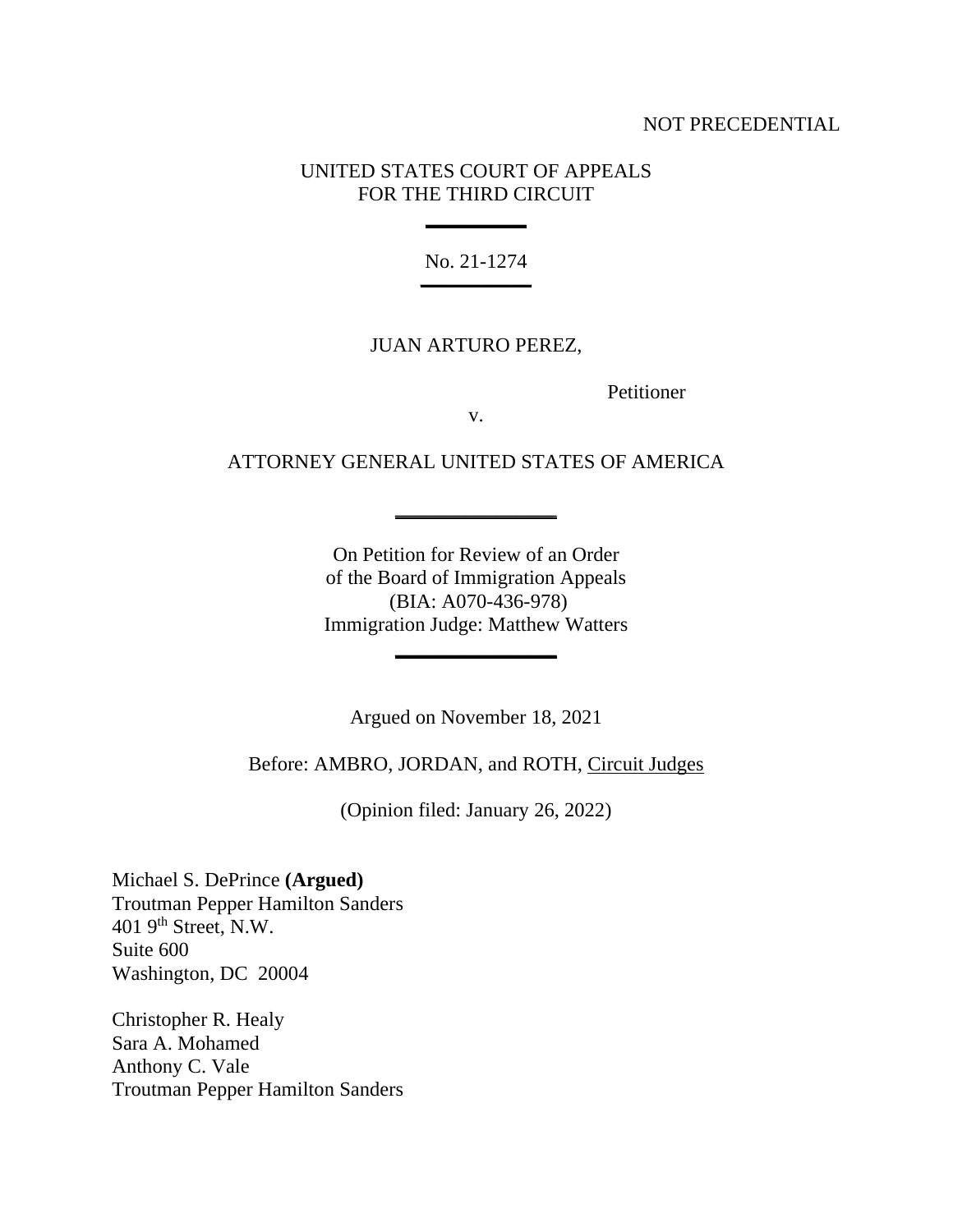NOT PRECEDENTIAL

UNITED STATES COURT OF APPEALS
FOR THE THIRD CIRCUIT

---

No. 21-1274

---

JUAN ARTURO PEREZ,

Petitioner

v.

ATTORNEY GENERAL UNITED STATES OF AMERICA

---

On Petition for Review of an Order
of the Board of Immigration Appeals
(BIA: A070-436-978)
Immigration Judge: Matthew Watters

---

Argued on November 18, 2021

Before: AMBRO, JORDAN, and ROTH, Circuit Judges

(Opinion filed: January 26, 2022)

Michael S. DePrince **(Argued)**
Troutman Pepper Hamilton Sanders
401 9th Street, N.W.
Suite 600
Washington, DC 20004

Christopher R. Healy
Sara A. Mohamed
Anthony C. Vale
Troutman Pepper Hamilton Sanders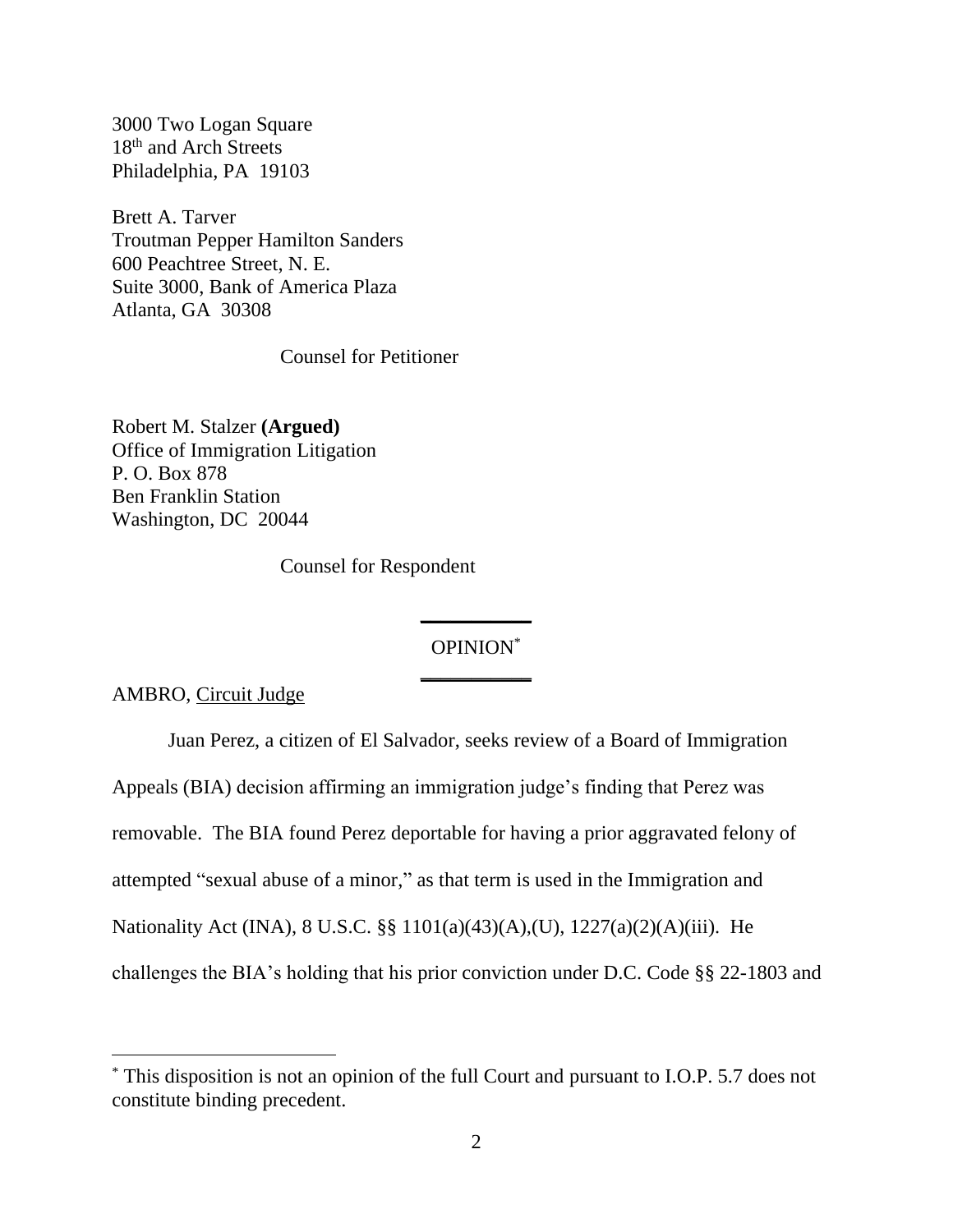3000 Two Logan Square
18th and Arch Streets
Philadelphia, PA 19103

Brett A. Tarver
Troutman Pepper Hamilton Sanders
600 Peachtree Street, N. E.
Suite 3000, Bank of America Plaza
Atlanta, GA 30308

Counsel for Petitioner

Robert M. Stalzer **(Argued)**
Office of Immigration Litigation
P. O. Box 878
Ben Franklin Station
Washington, DC 20044

Counsel for Respondent

OPINION[*]

AMBRO, Circuit Judge

Juan Perez, a citizen of El Salvador, seeks review of a Board of Immigration Appeals (BIA) decision affirming an immigration judge's finding that Perez was removable. The BIA found Perez deportable for having a prior aggravated felony of attempted "sexual abuse of a minor," as that term is used in the Immigration and Nationality Act (INA), 8 U.S.C. §§ 1101(a)(43)(A),(U), 1227(a)(2)(A)(iii). He challenges the BIA's holding that his prior conviction under D.C. Code §§ 22-1803 and

[*] This disposition is not an opinion of the full Court and pursuant to I.O.P. 5.7 does not constitute binding precedent.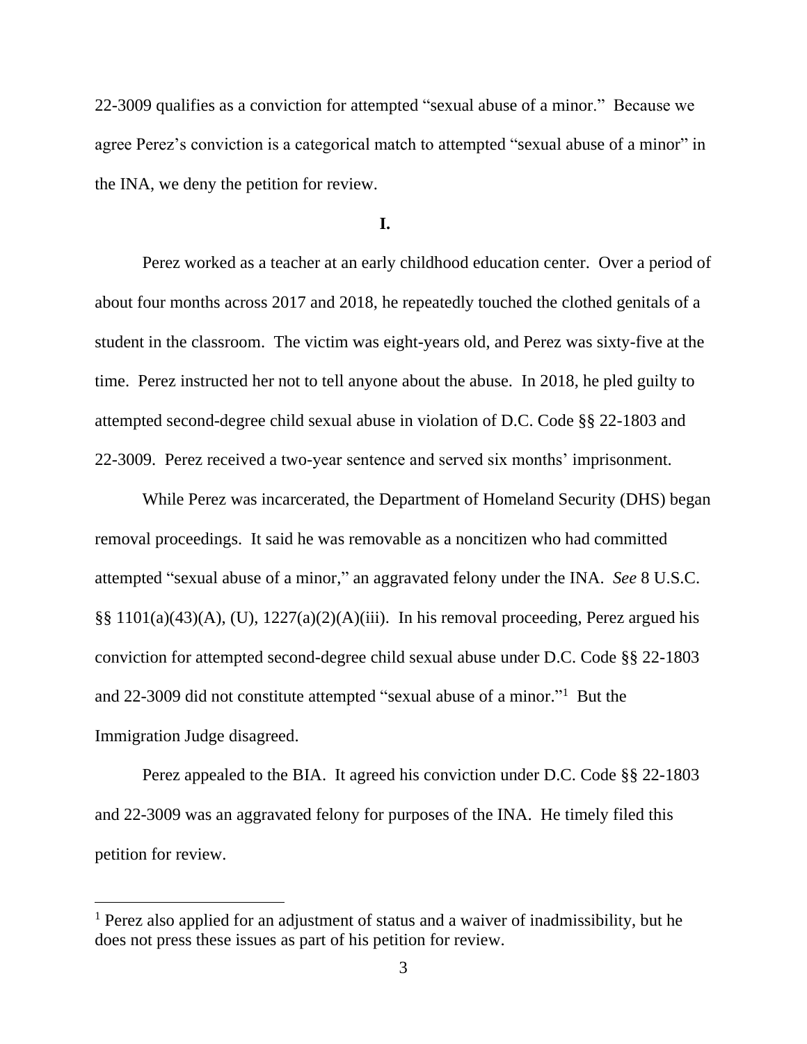22-3009 qualifies as a conviction for attempted "sexual abuse of a minor." Because we agree Perez's conviction is a categorical match to attempted "sexual abuse of a minor" in the INA, we deny the petition for review.

**I.**

Perez worked as a teacher at an early childhood education center. Over a period of about four months across 2017 and 2018, he repeatedly touched the clothed genitals of a student in the classroom. The victim was eight-years old, and Perez was sixty-five at the time. Perez instructed her not to tell anyone about the abuse. In 2018, he pled guilty to attempted second-degree child sexual abuse in violation of D.C. Code §§ 22-1803 and 22-3009. Perez received a two-year sentence and served six months' imprisonment.

While Perez was incarcerated, the Department of Homeland Security (DHS) began removal proceedings. It said he was removable as a noncitizen who had committed attempted "sexual abuse of a minor," an aggravated felony under the INA. *See* 8 U.S.C. §§ 1101(a)(43)(A), (U), 1227(a)(2)(A)(iii). In his removal proceeding, Perez argued his conviction for attempted second-degree child sexual abuse under D.C. Code §§ 22-1803 and 22-3009 did not constitute attempted "sexual abuse of a minor."[1] But the Immigration Judge disagreed.

Perez appealed to the BIA. It agreed his conviction under D.C. Code §§ 22-1803 and 22-3009 was an aggravated felony for purposes of the INA. He timely filed this petition for review.

---

[1] Perez also applied for an adjustment of status and a waiver of inadmissibility, but he does not press these issues as part of his petition for review.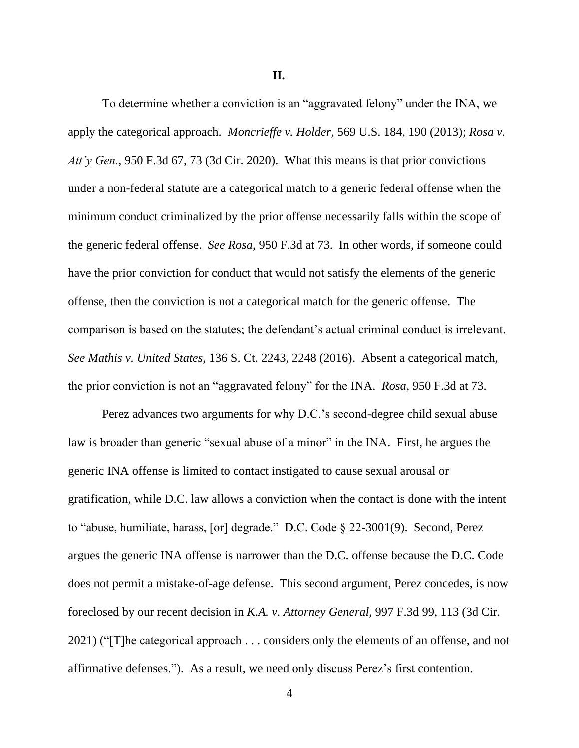## II.

To determine whether a conviction is an "aggravated felony" under the INA, we apply the categorical approach. *Moncrieffe v. Holder*, 569 U.S. 184, 190 (2013); *Rosa v. Att'y Gen.*, 950 F.3d 67, 73 (3d Cir. 2020). What this means is that prior convictions under a non-federal statute are a categorical match to a generic federal offense when the minimum conduct criminalized by the prior offense necessarily falls within the scope of the generic federal offense. *See Rosa*, 950 F.3d at 73. In other words, if someone could have the prior conviction for conduct that would not satisfy the elements of the generic offense, then the conviction is not a categorical match for the generic offense. The comparison is based on the statutes; the defendant's actual criminal conduct is irrelevant. *See Mathis v. United States*, 136 S. Ct. 2243, 2248 (2016). Absent a categorical match, the prior conviction is not an "aggravated felony" for the INA. *Rosa*, 950 F.3d at 73.

Perez advances two arguments for why D.C.'s second-degree child sexual abuse law is broader than generic "sexual abuse of a minor" in the INA. First, he argues the generic INA offense is limited to contact instigated to cause sexual arousal or gratification, while D.C. law allows a conviction when the contact is done with the intent to "abuse, humiliate, harass, [or] degrade." D.C. Code § 22-3001(9). Second, Perez argues the generic INA offense is narrower than the D.C. offense because the D.C. Code does not permit a mistake-of-age defense. This second argument, Perez concedes, is now foreclosed by our recent decision in *K.A. v. Attorney General*, 997 F.3d 99, 113 (3d Cir. 2021) ("[T]he categorical approach . . . considers only the elements of an offense, and not affirmative defenses."). As a result, we need only discuss Perez's first contention.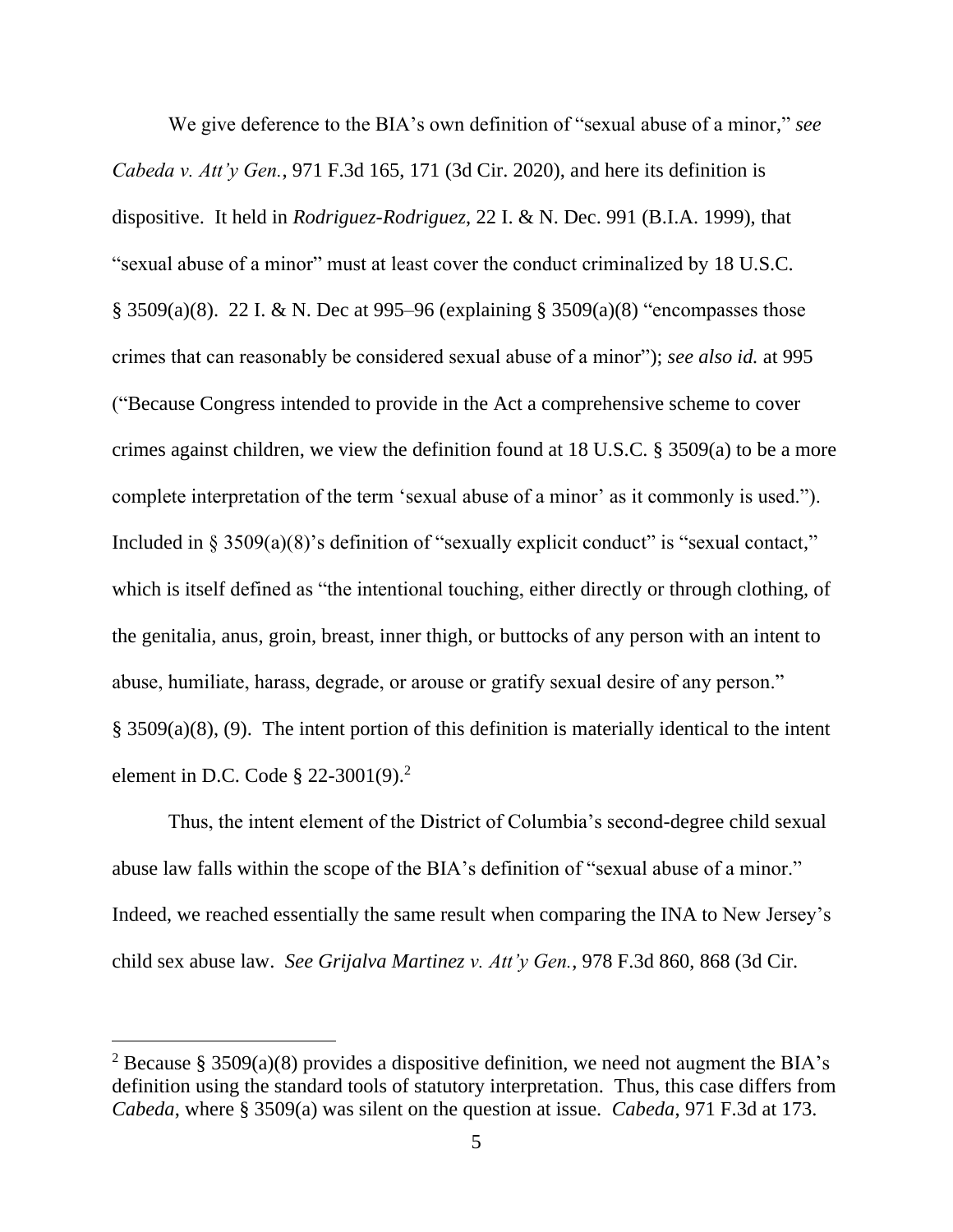We give deference to the BIA's own definition of "sexual abuse of a minor," *see Cabeda v. Att'y Gen.*, 971 F.3d 165, 171 (3d Cir. 2020), and here its definition is dispositive. It held in *Rodriguez-Rodriguez*, 22 I. & N. Dec. 991 (B.I.A. 1999), that "sexual abuse of a minor" must at least cover the conduct criminalized by 18 U.S.C. § 3509(a)(8). 22 I. & N. Dec at 995–96 (explaining § 3509(a)(8) "encompasses those crimes that can reasonably be considered sexual abuse of a minor"); *see also id.* at 995 ("Because Congress intended to provide in the Act a comprehensive scheme to cover crimes against children, we view the definition found at 18 U.S.C. § 3509(a) to be a more complete interpretation of the term 'sexual abuse of a minor' as it commonly is used."). Included in § 3509(a)(8)'s definition of "sexually explicit conduct" is "sexual contact," which is itself defined as "the intentional touching, either directly or through clothing, of the genitalia, anus, groin, breast, inner thigh, or buttocks of any person with an intent to abuse, humiliate, harass, degrade, or arouse or gratify sexual desire of any person." § 3509(a)(8), (9). The intent portion of this definition is materially identical to the intent element in D.C. Code § 22-3001(9).[2]

Thus, the intent element of the District of Columbia's second-degree child sexual abuse law falls within the scope of the BIA's definition of "sexual abuse of a minor." Indeed, we reached essentially the same result when comparing the INA to New Jersey's child sex abuse law. *See Grijalva Martinez v. Att'y Gen.*, 978 F.3d 860, 868 (3d Cir.

---

[2] Because § 3509(a)(8) provides a dispositive definition, we need not augment the BIA's definition using the standard tools of statutory interpretation. Thus, this case differs from *Cabeda*, where § 3509(a) was silent on the question at issue. *Cabeda*, 971 F.3d at 173.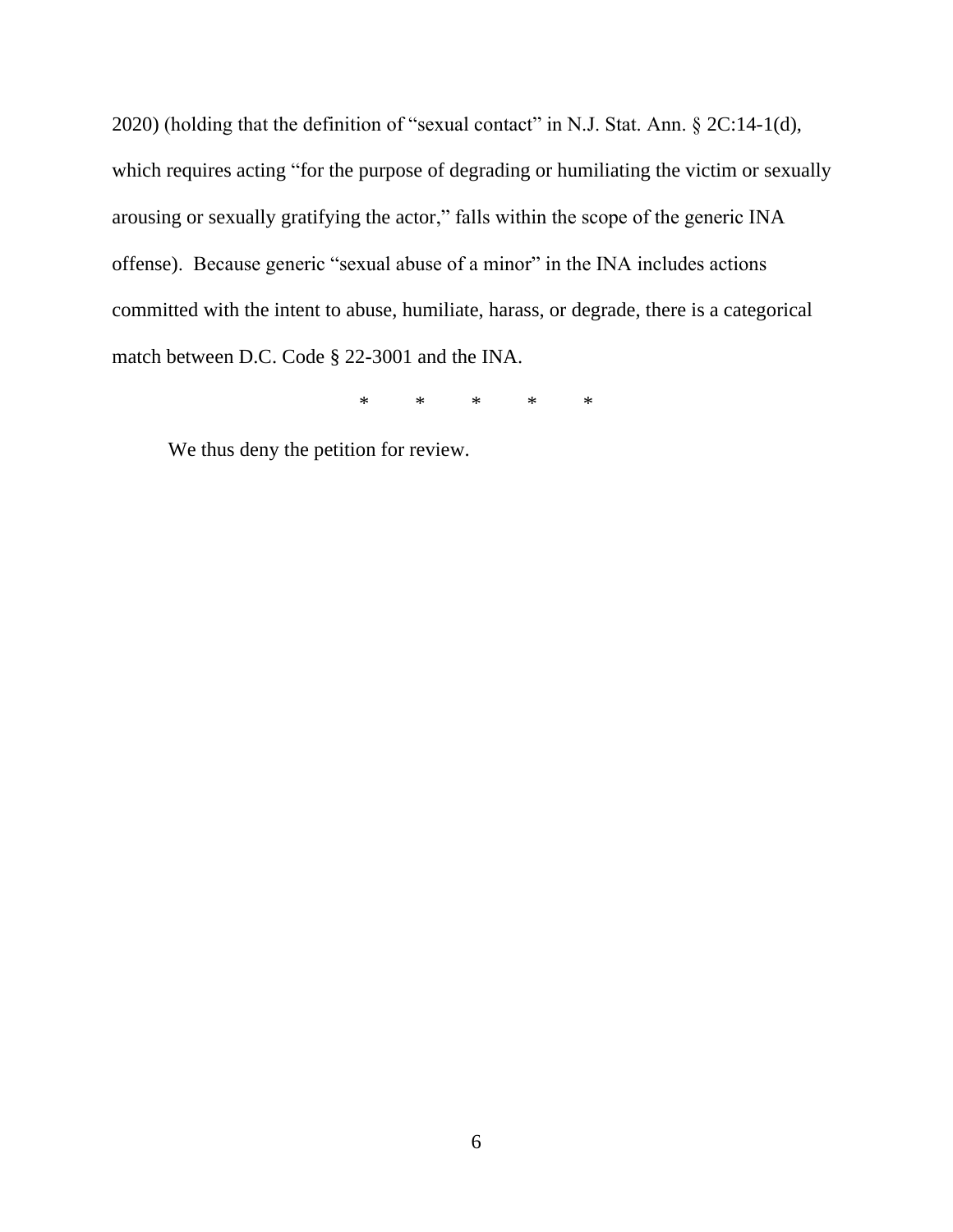2020) (holding that the definition of "sexual contact" in N.J. Stat. Ann. § 2C:14-1(d), which requires acting "for the purpose of degrading or humiliating the victim or sexually arousing or sexually gratifying the actor," falls within the scope of the generic INA offense). Because generic "sexual abuse of a minor" in the INA includes actions committed with the intent to abuse, humiliate, harass, or degrade, there is a categorical match between D.C. Code § 22-3001 and the INA.

\* \* \* \* \*

We thus deny the petition for review.